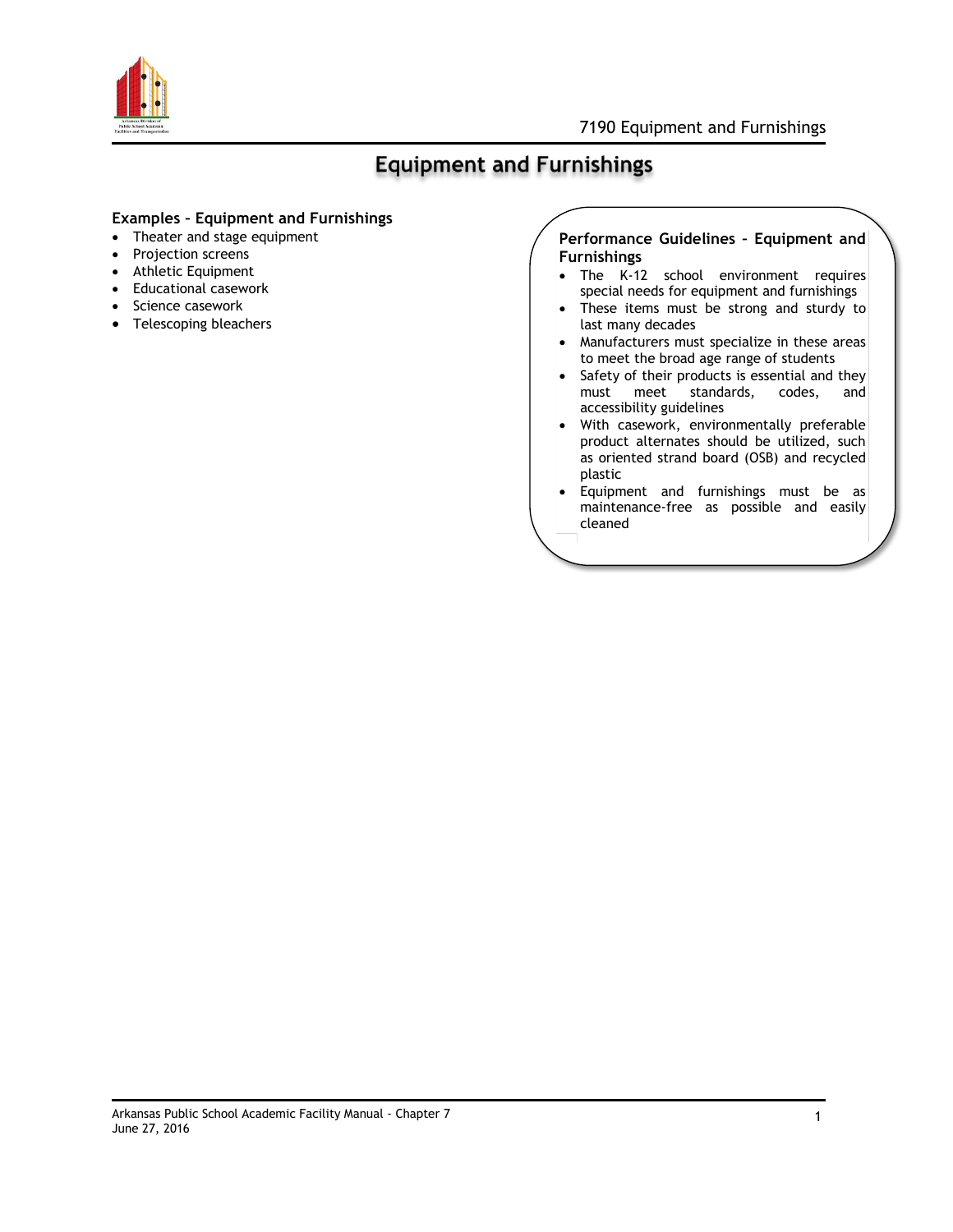# Equipment and Furnishings

### Examples – Equipment and Furnishings

- Theater and stage equipment
- Projection screens
- Athletic Equipment
- Educational casework
- Science casework
- Telescoping bleachers

### Performance Guidelines – Equipment and Furnishings

- The K-12 school environment requires special needs for equipment and furnishings
- These items must be strong and sturdy to last many decades
- Manufacturers must specialize in these areas to meet the broad age range of students
- Safety of their products is essential and they must meet standards, codes, and accessibility guidelines
- With casework, environmentally preferable product alternates should be utilized, such as oriented strand board (OSB) and recycled plastic
- Equipment and furnishings must be as maintenance-free as possible and easily cleaned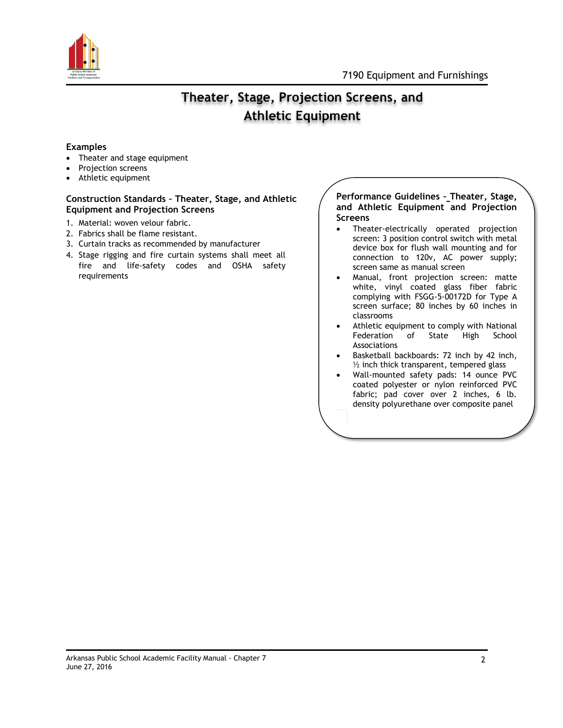# Theater, Stage, Projection Screens, and Athletic Equipment

### Examples

- Theater and stage equipment
- Projection screens
- Athletic equipment

### Construction Standards – Theater, Stage, and Athletic Equipment and Projection Screens

1. Material: woven velour fabric.
2. Fabrics shall be flame resistant.
3. Curtain tracks as recommended by manufacturer
4. Stage rigging and fire curtain systems shall meet all fire and life-safety codes and OSHA safety requirements

### Performance Guidelines – Theater, Stage, and Athletic Equipment and Projection Screens

- Theater-electrically operated projection screen: 3 position control switch with metal device box for flush wall mounting and for connection to 120v, AC power supply; screen same as manual screen
- Manual, front projection screen: matte white, vinyl coated glass fiber fabric complying with FSGG-5-00172D for Type A screen surface; 80 inches by 60 inches in classrooms
- Athletic equipment to comply with National Federation of State High School Associations
- Basketball backboards: 72 inch by 42 inch, ½ inch thick transparent, tempered glass
- Wall-mounted safety pads: 14 ounce PVC coated polyester or nylon reinforced PVC fabric; pad cover over 2 inches, 6 lb. density polyurethane over composite panel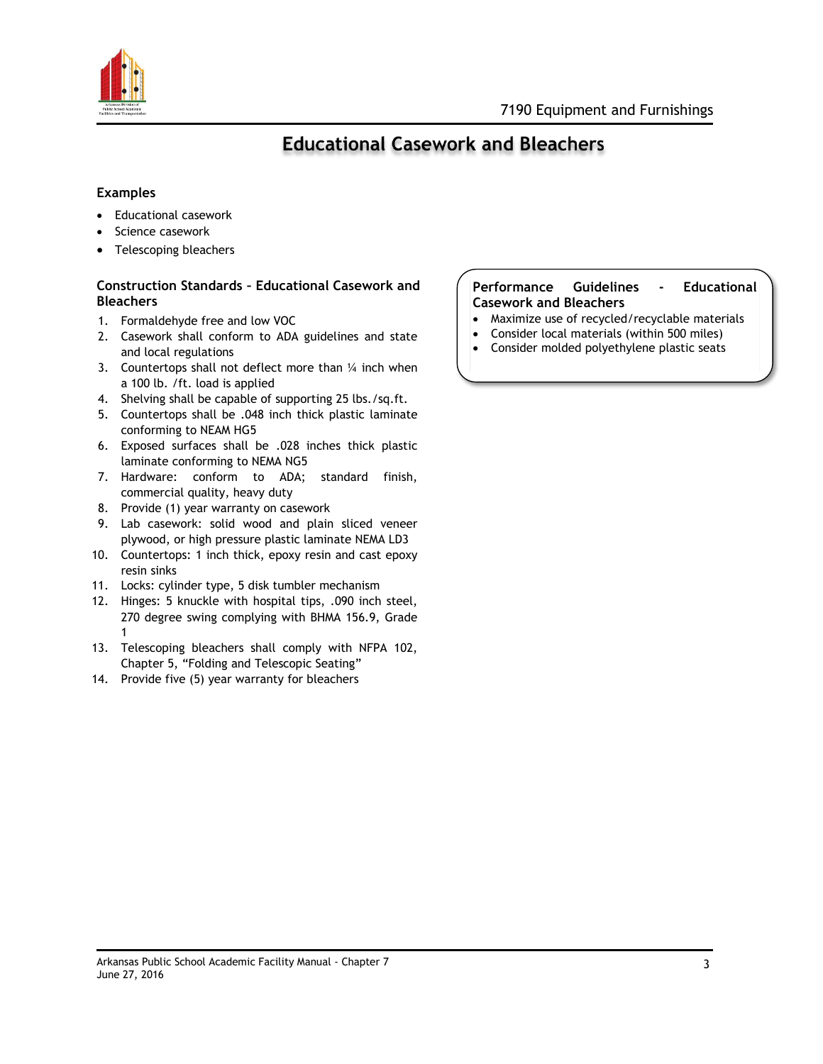# Educational Casework and Bleachers

## Examples

- Educational casework
- Science casework
- Telescoping bleachers

## Construction Standards – Educational Casework and Bleachers

1. Formaldehyde free and low VOC
2. Casework shall conform to ADA guidelines and state and local regulations
3. Countertops shall not deflect more than ¼ inch when a 100 lb. /ft. load is applied
4. Shelving shall be capable of supporting 25 lbs./sq.ft.
5. Countertops shall be .048 inch thick plastic laminate conforming to NEAM HG5
6. Exposed surfaces shall be .028 inches thick plastic laminate conforming to NEMA NG5
7. Hardware: conform to ADA; standard finish, commercial quality, heavy duty
8. Provide (1) year warranty on casework
9. Lab casework: solid wood and plain sliced veneer plywood, or high pressure plastic laminate NEMA LD3
10. Countertops: 1 inch thick, epoxy resin and cast epoxy resin sinks
11. Locks: cylinder type, 5 disk tumbler mechanism
12. Hinges: 5 knuckle with hospital tips, .090 inch steel, 270 degree swing complying with BHMA 156.9, Grade 1
13. Telescoping bleachers shall comply with NFPA 102, Chapter 5, "Folding and Telescopic Seating"
14. Provide five (5) year warranty for bleachers

## Performance Guidelines - Educational Casework and Bleachers

- Maximize use of recycled/recyclable materials
- Consider local materials (within 500 miles)
- Consider molded polyethylene plastic seats